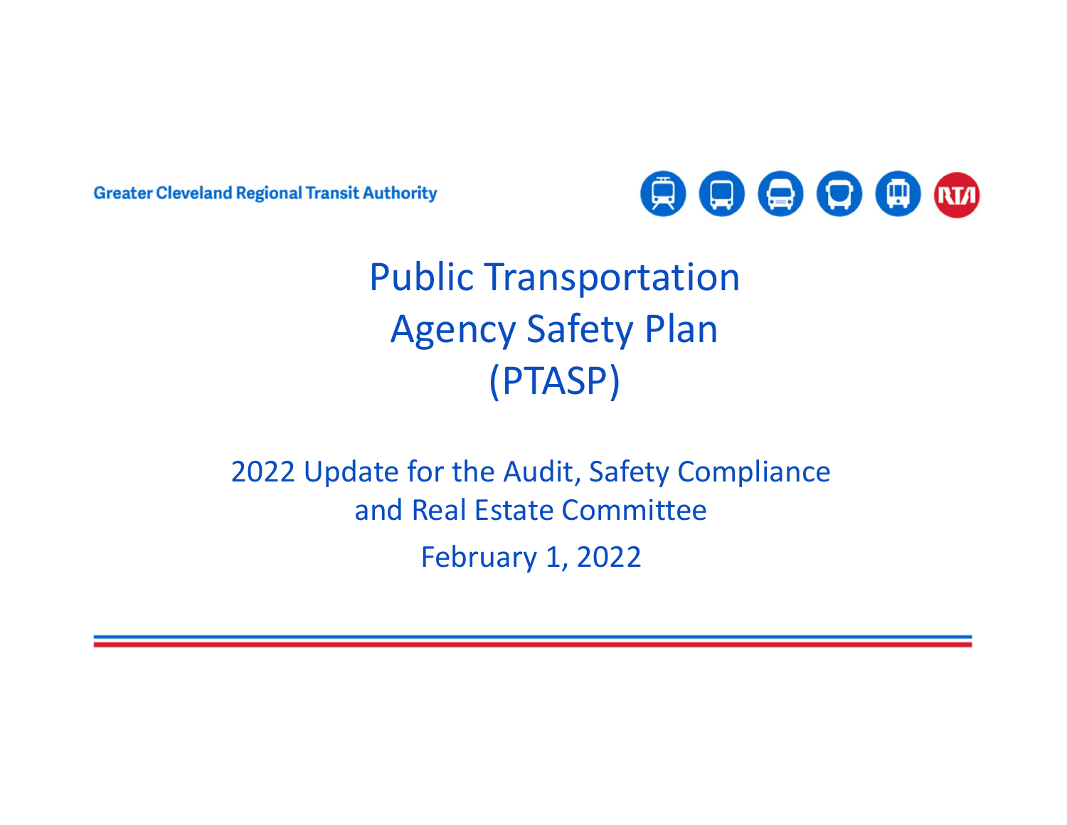Greater Cleveland Regional Transit Authority

# Public Transportation Agency Safety Plan (PTASP)

## 2022 Update for the Audit, Safety Compliance and Real Estate Committee

February 1, 2022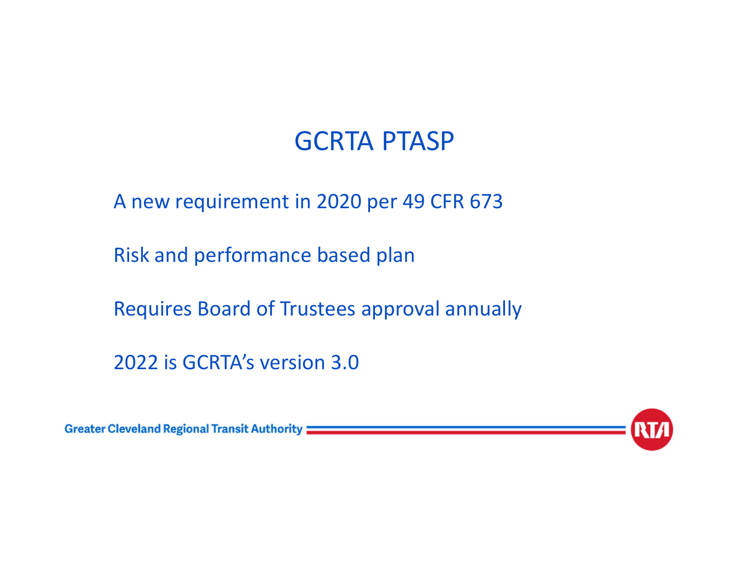# GCRTA PTASP

A new requirement in 2020 per 49 CFR 673

Risk and performance based plan

Requires Board of Trustees approval annually

2022 is GCRTA's version 3.0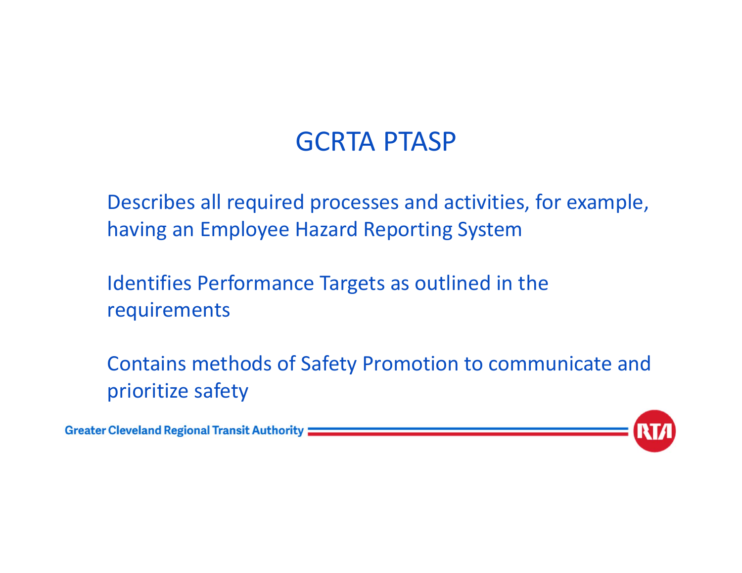# GCRTA PTASP

Describes all required processes and activities, for example, having an Employee Hazard Reporting System

Identifies Performance Targets as outlined in the requirements

Contains methods of Safety Promotion to communicate and prioritize safety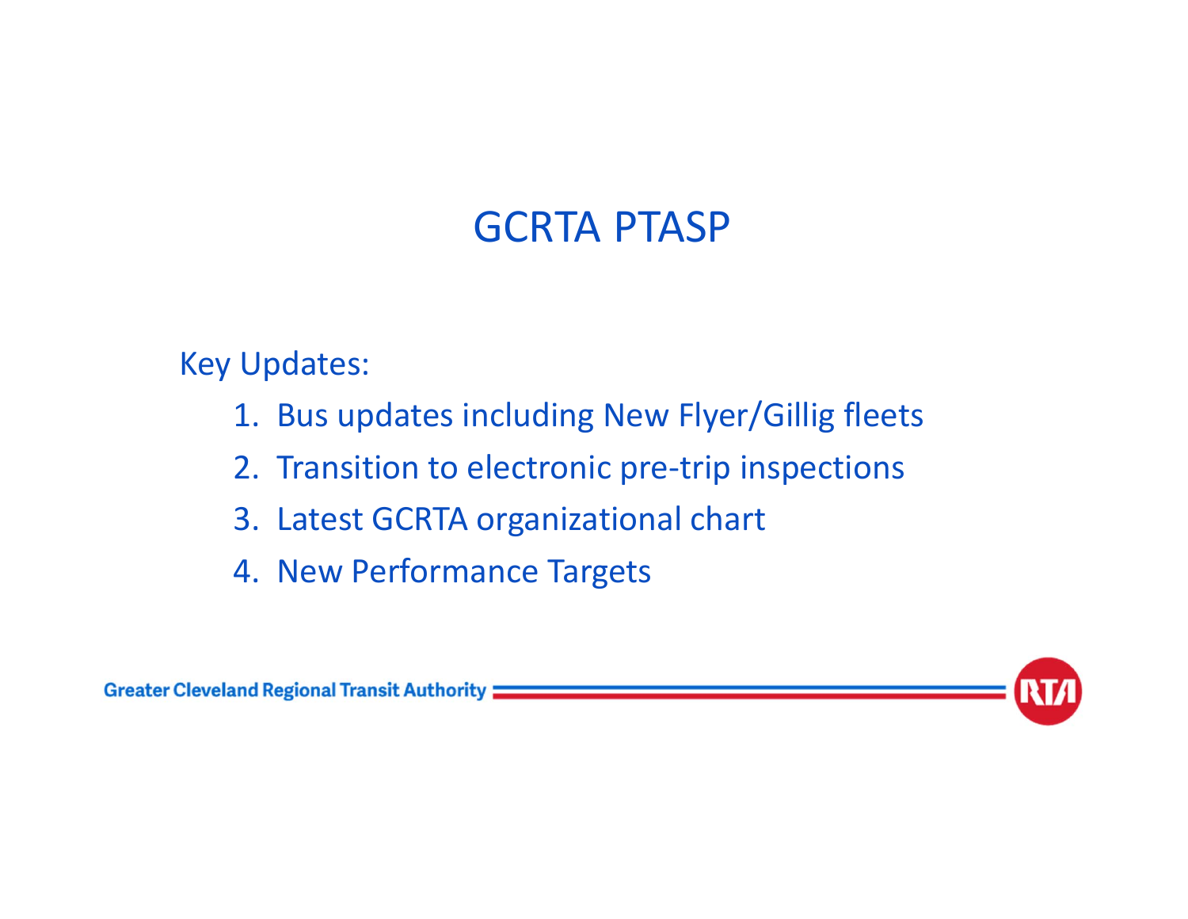# GCRTA PTASP

Key Updates:

1. Bus updates including New Flyer/Gillig fleets
2. Transition to electronic pre-trip inspections
3. Latest GCRTA organizational chart
4. New Performance Targets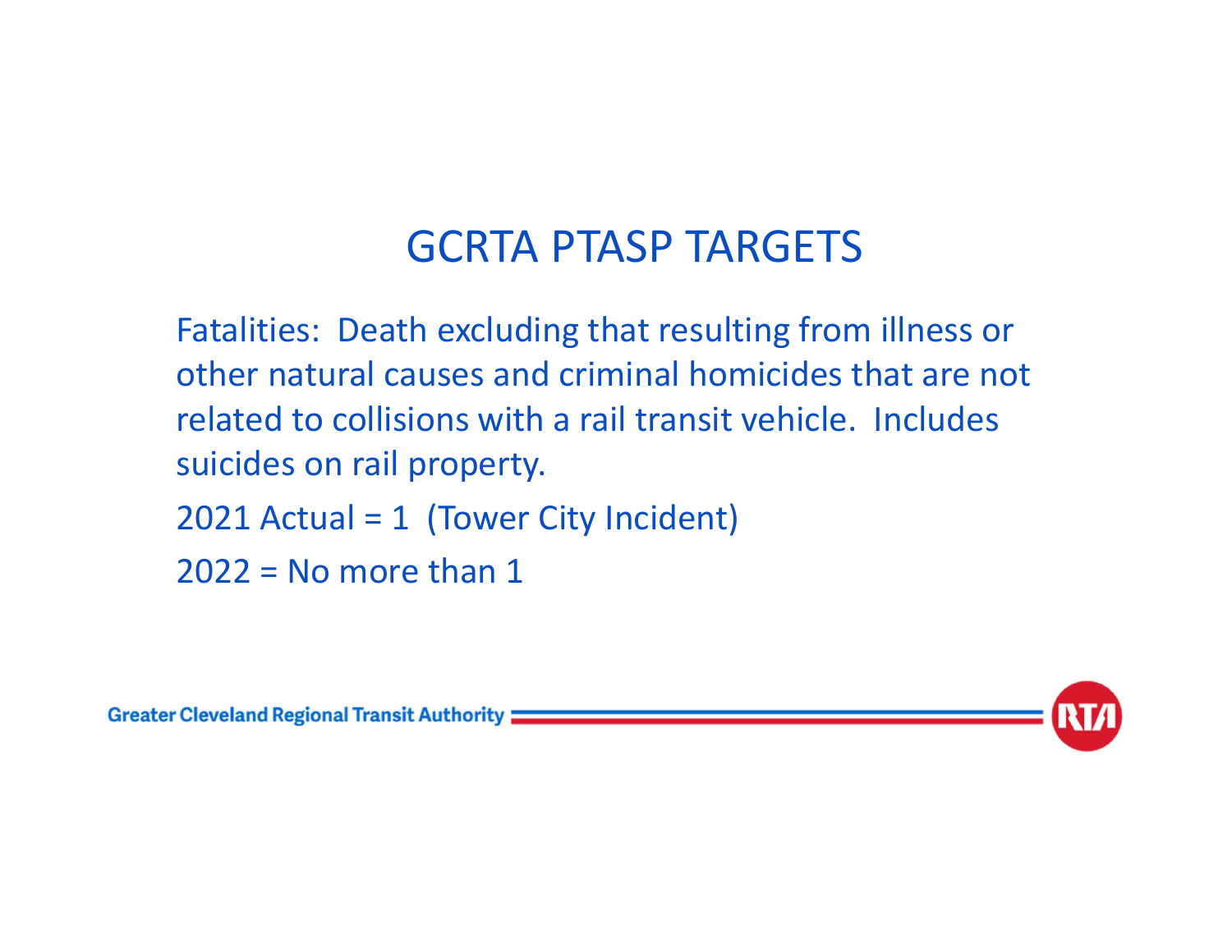# GCRTA PTASP TARGETS

Fatalities: Death excluding that resulting from illness or other natural causes and criminal homicides that are not related to collisions with a rail transit vehicle. Includes suicides on rail property.

2021 Actual = 1 (Tower City Incident)

2022 = No more than 1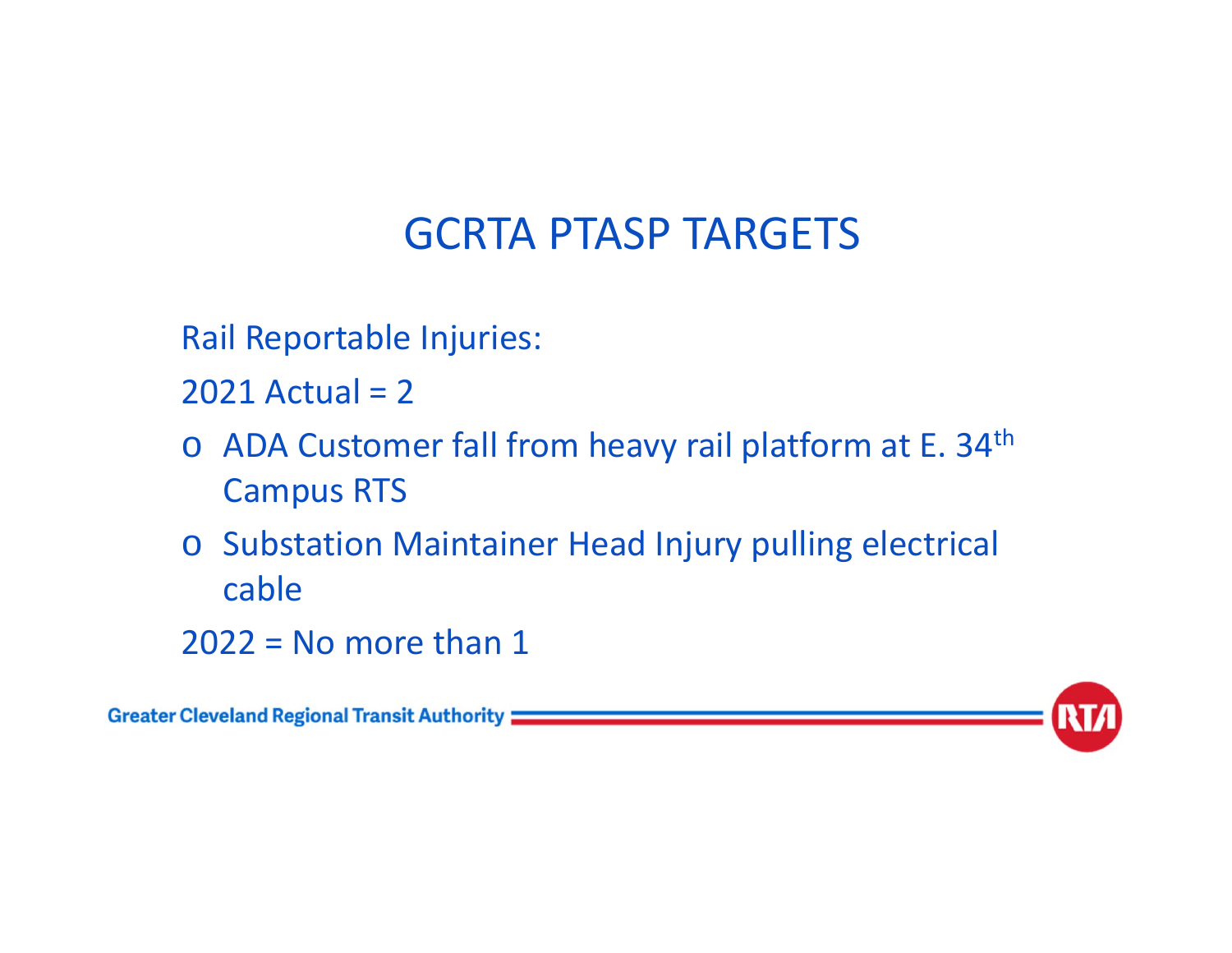# GCRTA PTASP TARGETS

Rail Reportable Injuries:

2021 Actual = 2

- ADA Customer fall from heavy rail platform at E. 34th Campus RTS
- Substation Maintainer Head Injury pulling electrical cable

2022 = No more than 1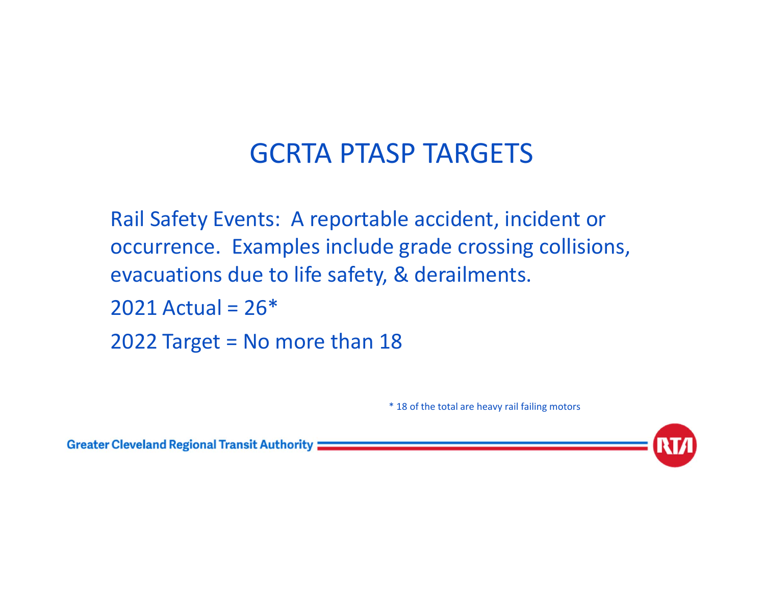# GCRTA PTASP TARGETS

Rail Safety Events: A reportable accident, incident or occurrence. Examples include grade crossing collisions, evacuations due to life safety, & derailments.

2021 Actual = 26*

2022 Target = No more than 18

* 18 of the total are heavy rail failing motors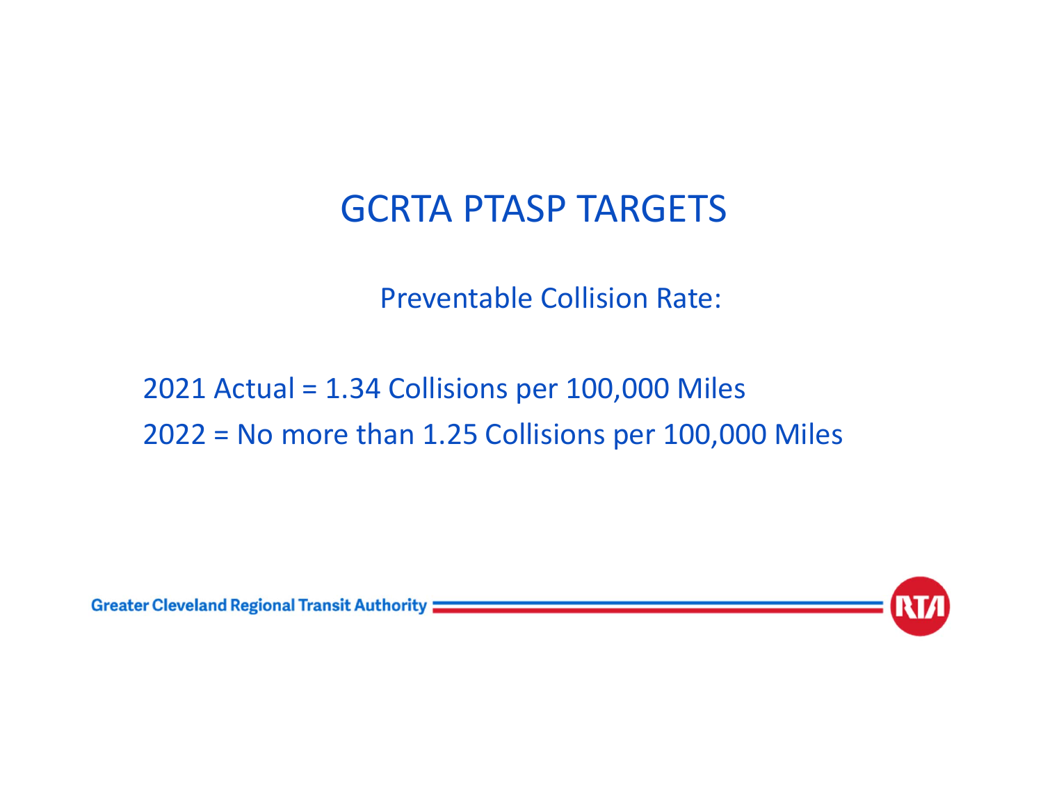# GCRTA PTASP TARGETS

Preventable Collision Rate:

2021 Actual = 1.34 Collisions per 100,000 Miles

2022 = No more than 1.25 Collisions per 100,000 Miles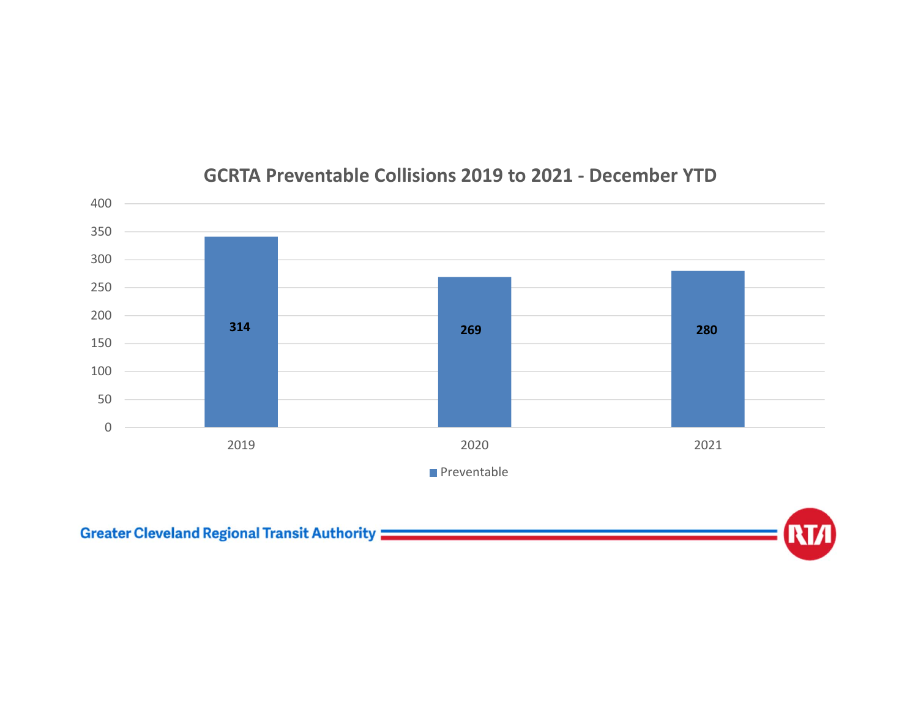## GCRTA Preventable Collisions 2019 to 2021 - December YTD

| Year | Preventable |
|---|---|
| 2019 | 314 |
| 2020 | 269 |
| 2021 | 280 |

Greater Cleveland Regional Transit Authority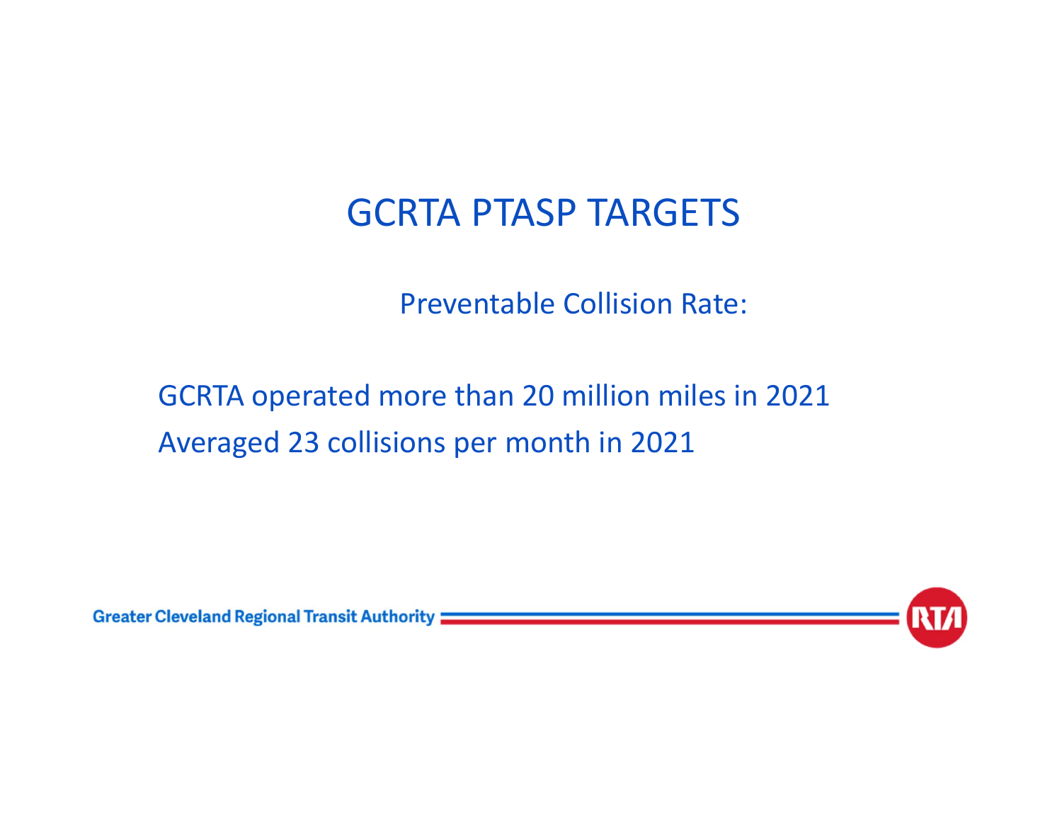# GCRTA PTASP TARGETS

Preventable Collision Rate:

GCRTA operated more than 20 million miles in 2021

Averaged 23 collisions per month in 2021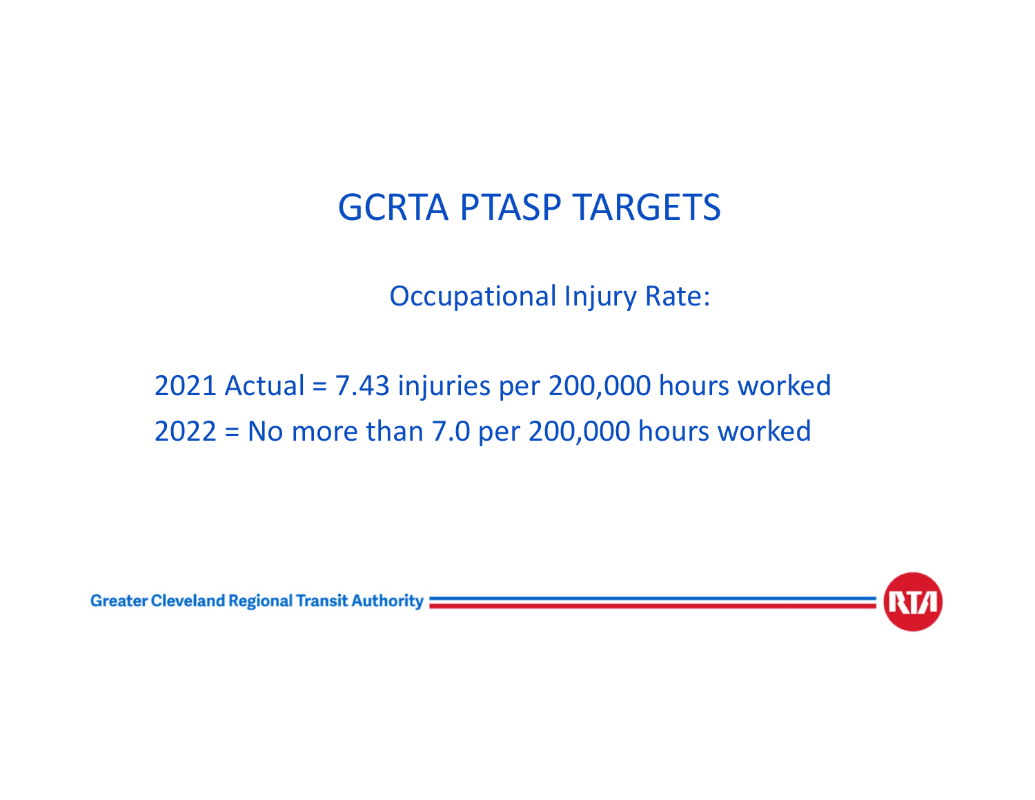# GCRTA PTASP TARGETS

Occupational Injury Rate:

2021 Actual = 7.43 injuries per 200,000 hours worked

2022 = No more than 7.0 per 200,000 hours worked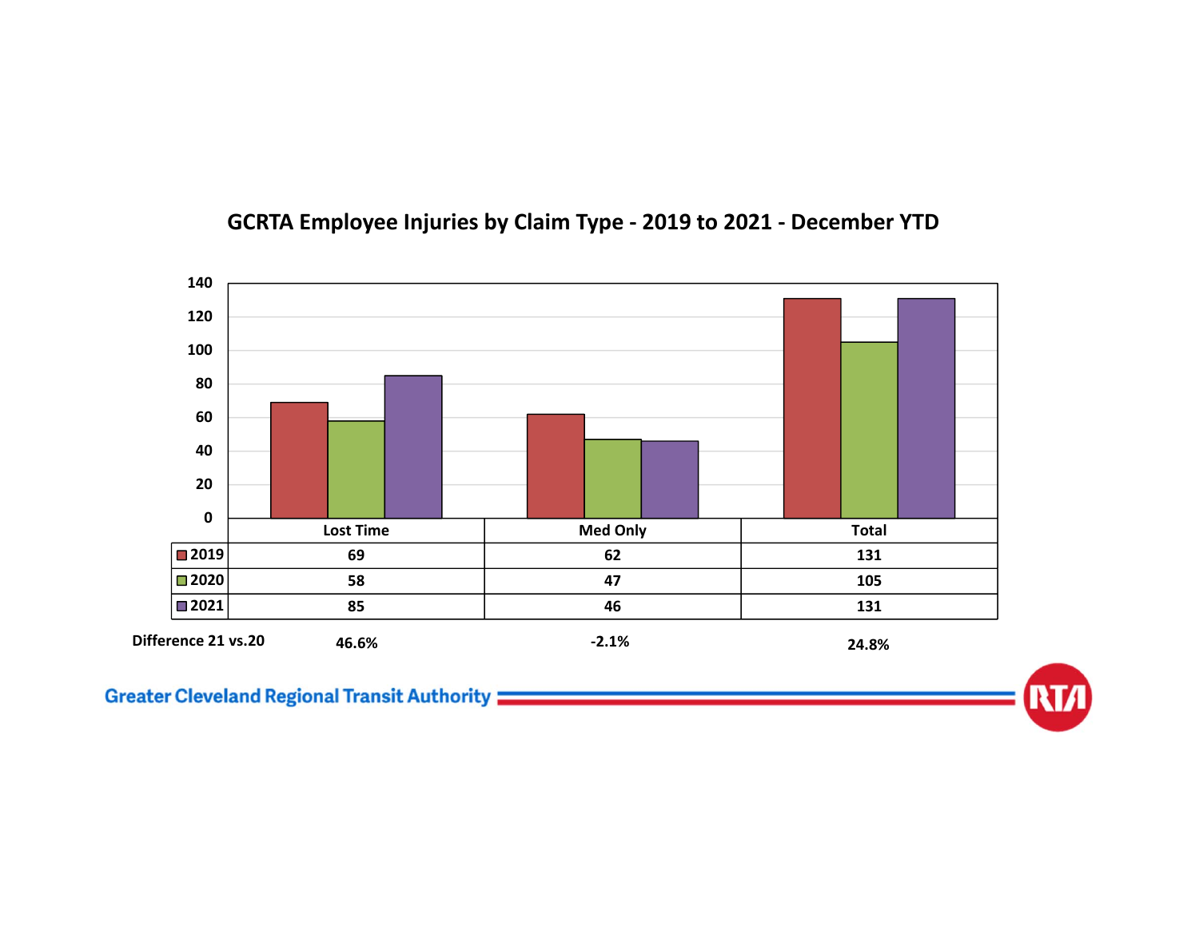## GCRTA Employee Injuries by Claim Type - 2019 to 2021 - December YTD

| | Lost Time | Med Only | Total |
|---|---|---|---|
| 2019 | 69 | 62 | 131 |
| 2020 | 58 | 47 | 105 |
| 2021 | 85 | 46 | 131 |
| Difference 21 vs.20 | 46.6% | -2.1% | 24.8% |

Greater Cleveland Regional Transit Authority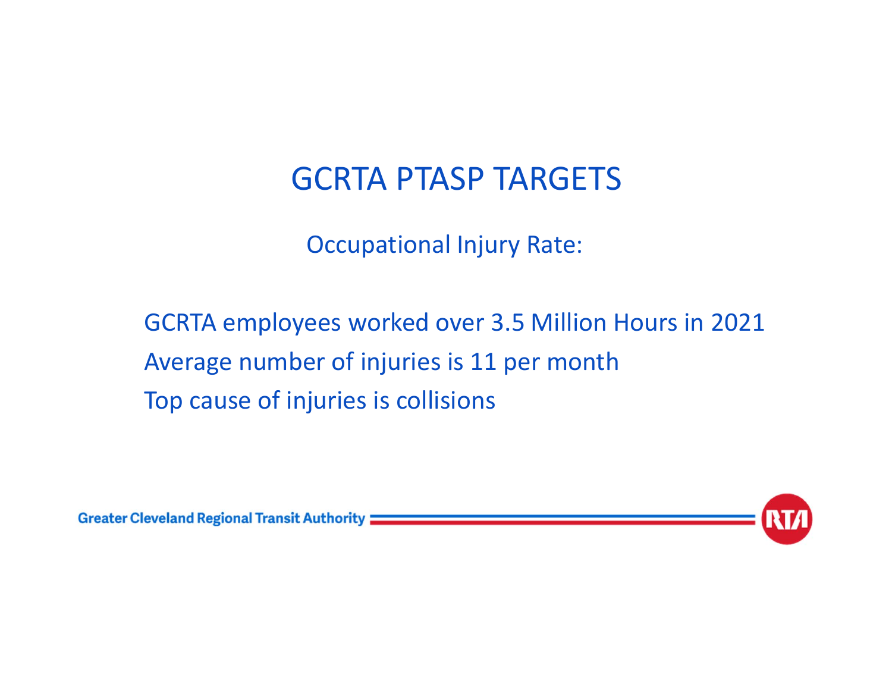# GCRTA PTASP TARGETS

## Occupational Injury Rate:

GCRTA employees worked over 3.5 Million Hours in 2021

Average number of injuries is 11 per month

Top cause of injuries is collisions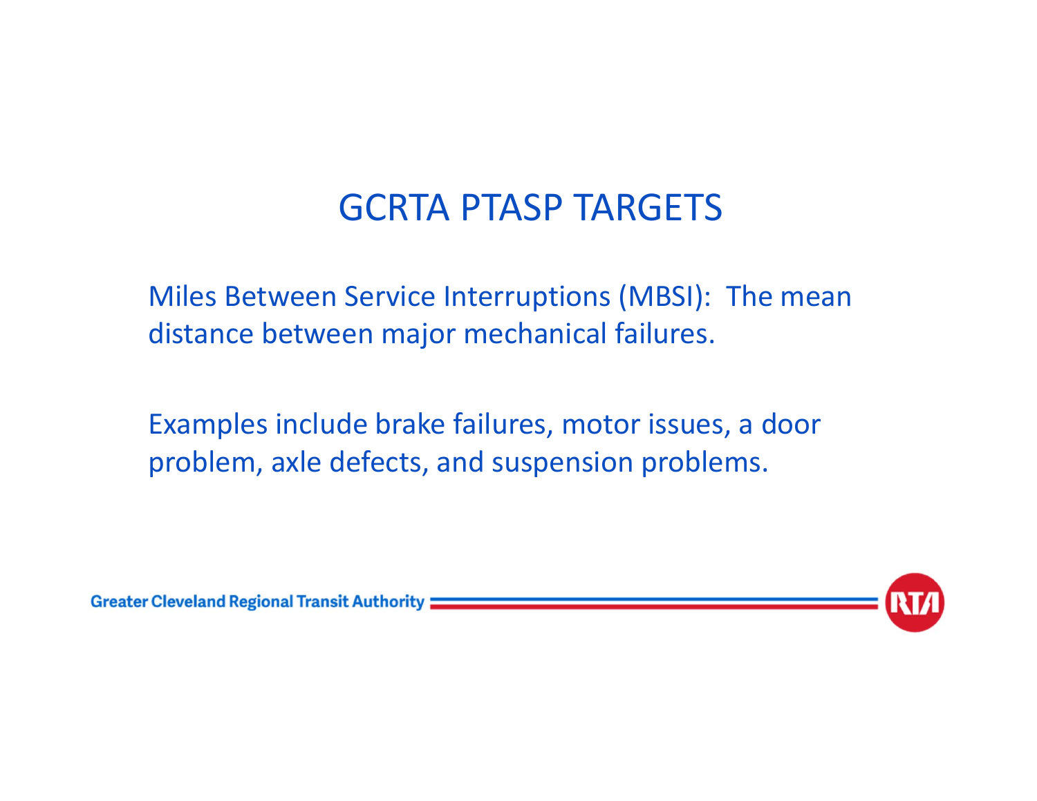# GCRTA PTASP TARGETS

Miles Between Service Interruptions (MBSI): The mean distance between major mechanical failures.

Examples include brake failures, motor issues, a door problem, axle defects, and suspension problems.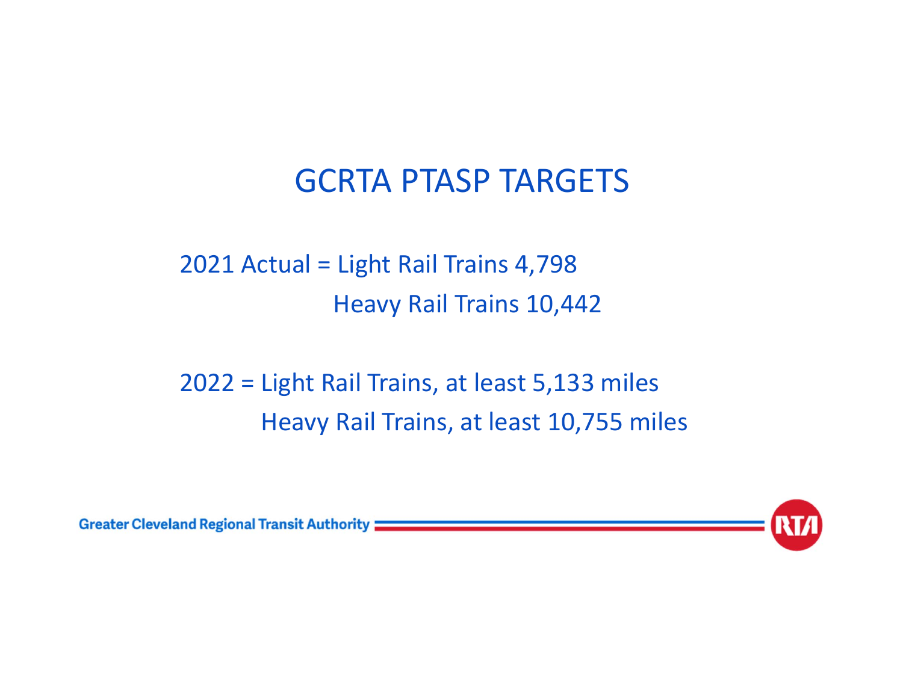# GCRTA PTASP TARGETS

2021 Actual = Light Rail Trains 4,798
Heavy Rail Trains 10,442

2022 = Light Rail Trains, at least 5,133 miles
Heavy Rail Trains, at least 10,755 miles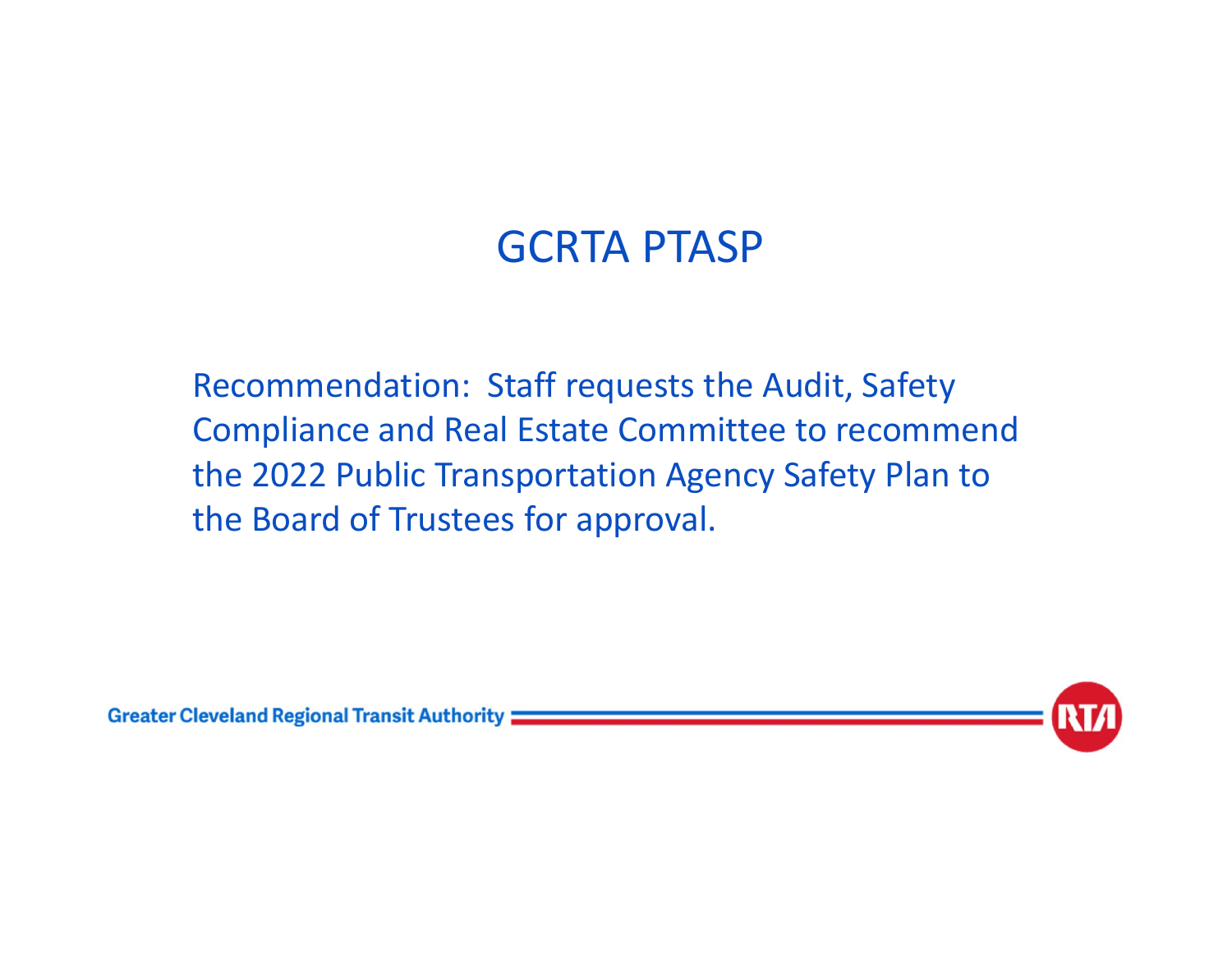# GCRTA PTASP

Recommendation: Staff requests the Audit, Safety Compliance and Real Estate Committee to recommend the 2022 Public Transportation Agency Safety Plan to the Board of Trustees for approval.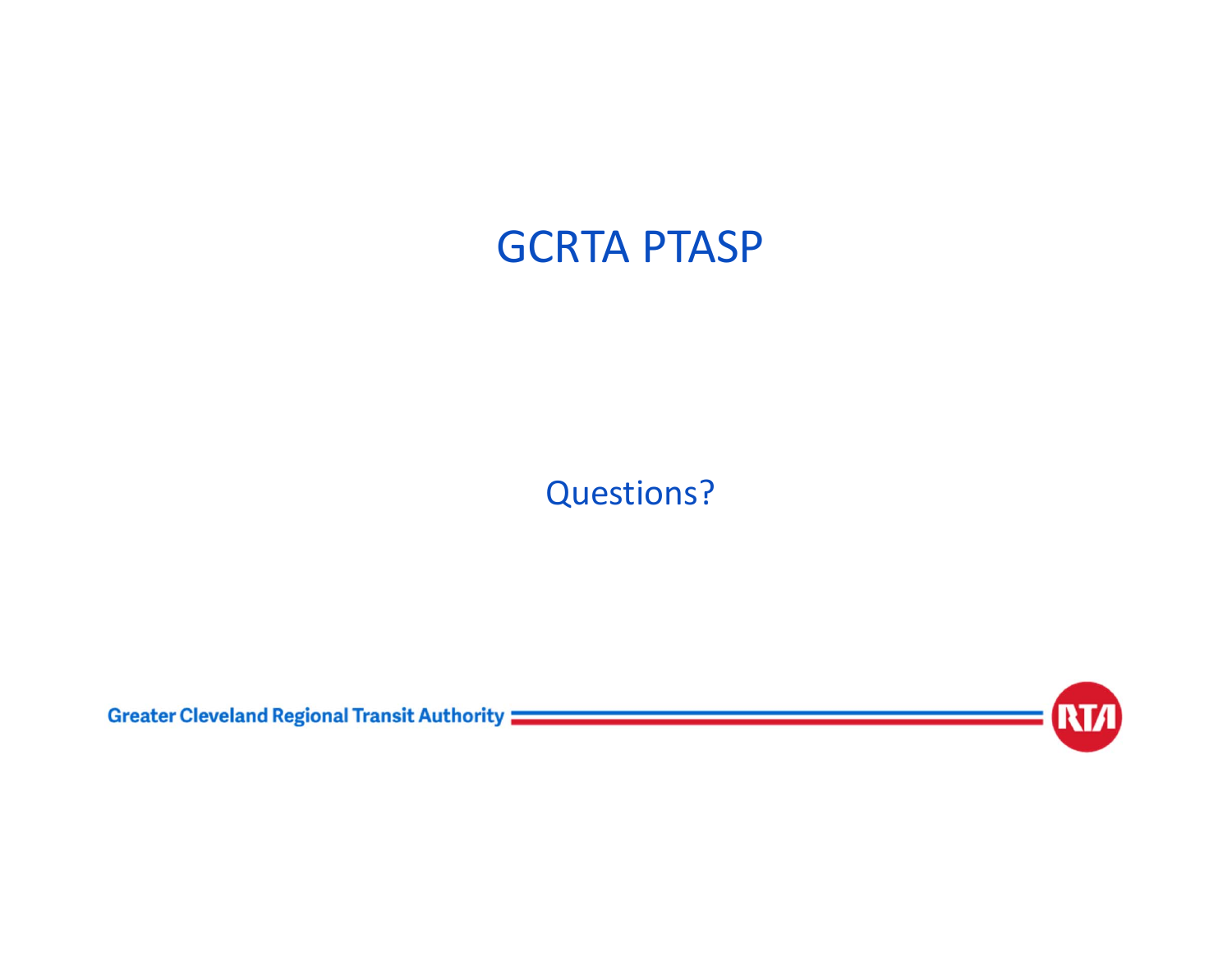# GCRTA PTASP

Questions?